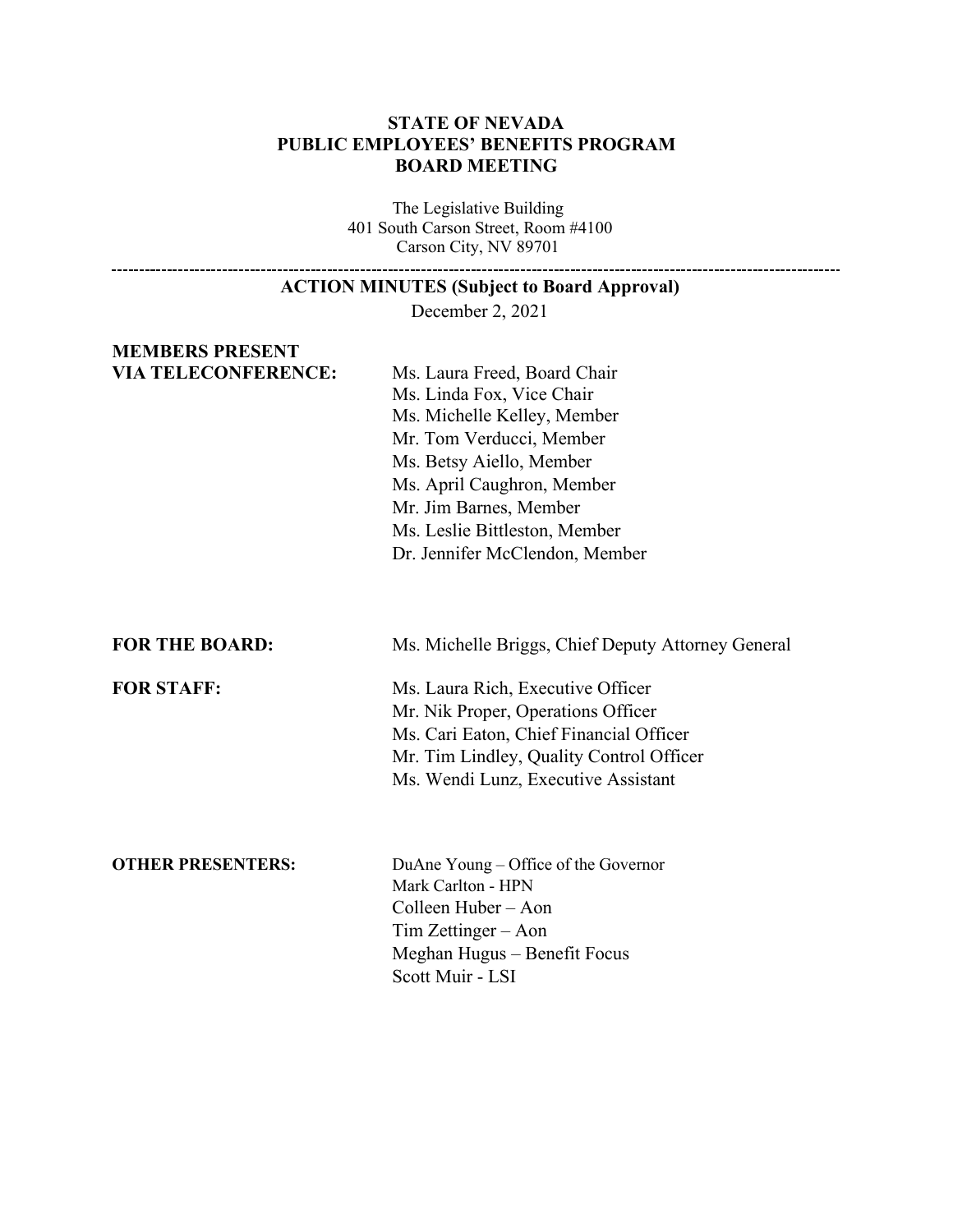# STATE OF NEVADA
# PUBLIC EMPLOYEES' BENEFITS PROGRAM
# BOARD MEETING

The Legislative Building
401 South Carson Street, Room #4100
Carson City, NV 89701

---

## ACTION MINUTES (Subject to Board Approval)

December 2, 2021

**MEMBERS PRESENT VIA TELECONFERENCE:**

Ms. Laura Freed, Board Chair
Ms. Linda Fox, Vice Chair
Ms. Michelle Kelley, Member
Mr. Tom Verducci, Member
Ms. Betsy Aiello, Member
Ms. April Caughron, Member
Mr. Jim Barnes, Member
Ms. Leslie Bittleston, Member
Dr. Jennifer McClendon, Member

**FOR THE BOARD:**

Ms. Michelle Briggs, Chief Deputy Attorney General

**FOR STAFF:**

Ms. Laura Rich, Executive Officer
Mr. Nik Proper, Operations Officer
Ms. Cari Eaton, Chief Financial Officer
Mr. Tim Lindley, Quality Control Officer
Ms. Wendi Lunz, Executive Assistant

**OTHER PRESENTERS:**

DuAne Young – Office of the Governor
Mark Carlton - HPN
Colleen Huber – Aon
Tim Zettinger – Aon
Meghan Hugus – Benefit Focus
Scott Muir - LSI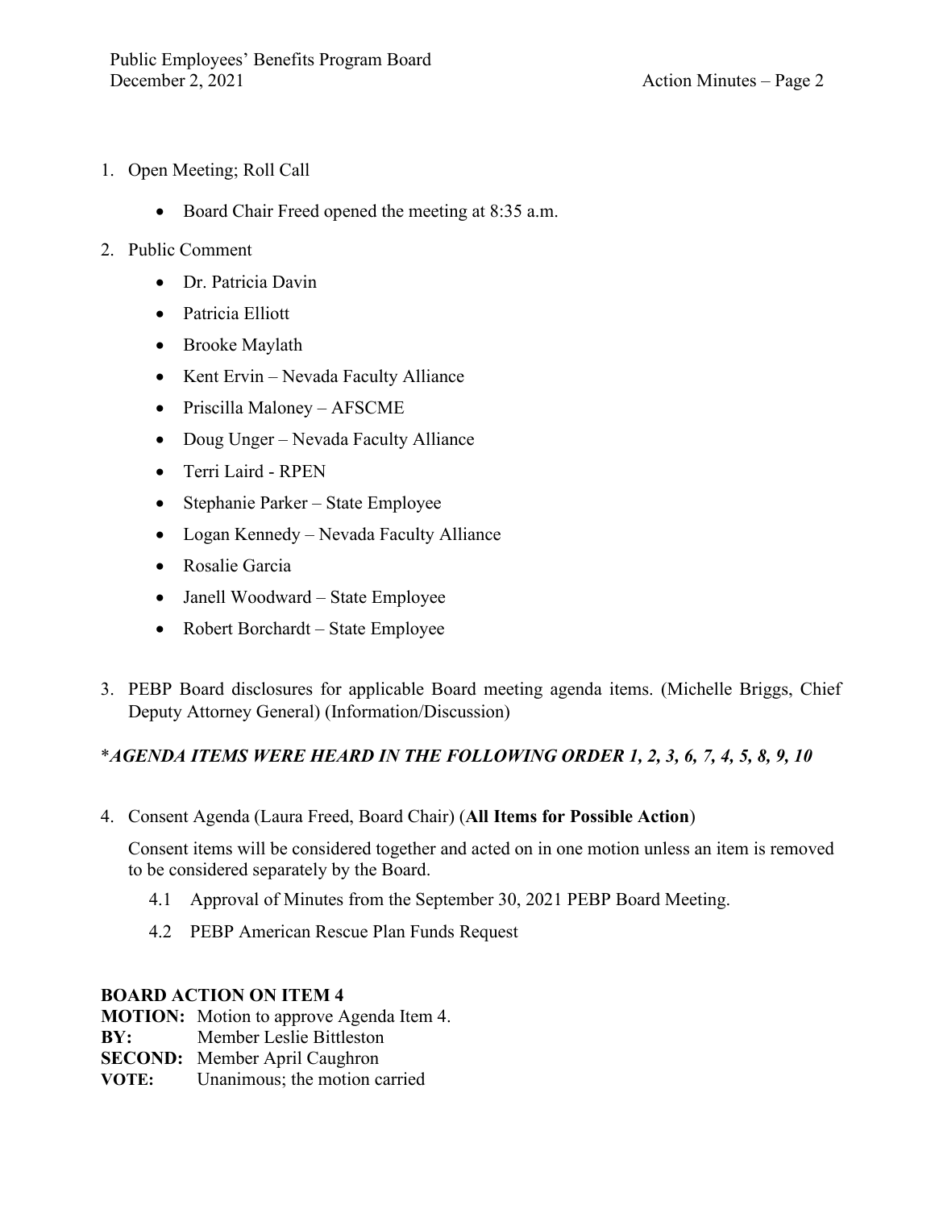1. Open Meeting; Roll Call

    - Board Chair Freed opened the meeting at 8:35 a.m.

2. Public Comment

    - Dr. Patricia Davin
    - Patricia Elliott
    - Brooke Maylath
    - Kent Ervin – Nevada Faculty Alliance
    - Priscilla Maloney – AFSCME
    - Doug Unger – Nevada Faculty Alliance
    - Terri Laird - RPEN
    - Stephanie Parker – State Employee
    - Logan Kennedy – Nevada Faculty Alliance
    - Rosalie Garcia
    - Janell Woodward – State Employee
    - Robert Borchardt – State Employee

3. PEBP Board disclosures for applicable Board meeting agenda items. (Michelle Briggs, Chief Deputy Attorney General) (Information/Discussion)

**\****AGENDA ITEMS WERE HEARD IN THE FOLLOWING ORDER 1, 2, 3, 6, 7, 4, 5, 8, 9, 10***

4. Consent Agenda (Laura Freed, Board Chair) (**All Items for Possible Action**)

    Consent items will be considered together and acted on in one motion unless an item is removed to be considered separately by the Board.

    4.1 Approval of Minutes from the September 30, 2021 PEBP Board Meeting.

    4.2 PEBP American Rescue Plan Funds Request

**BOARD ACTION ON ITEM 4**
**MOTION:** Motion to approve Agenda Item 4.
**BY:** Member Leslie Bittleston
**SECOND:** Member April Caughron
**VOTE:** Unanimous; the motion carried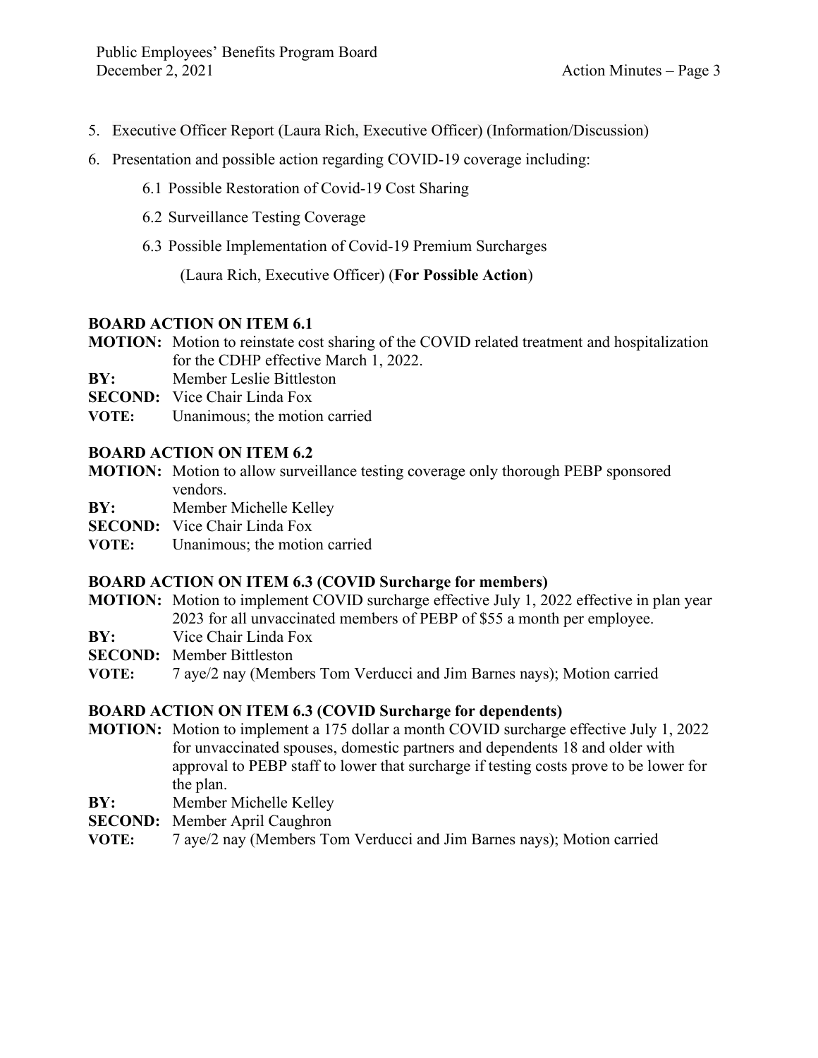5. Executive Officer Report (Laura Rich, Executive Officer) (Information/Discussion)
6. Presentation and possible action regarding COVID-19 coverage including:
    6.1 Possible Restoration of Covid-19 Cost Sharing
    6.2 Surveillance Testing Coverage
    6.3 Possible Implementation of Covid-19 Premium Surcharges

    (Laura Rich, Executive Officer) (**For Possible Action**)

**BOARD ACTION ON ITEM 6.1**

**MOTION:** Motion to reinstate cost sharing of the COVID related treatment and hospitalization for the CDHP effective March 1, 2022.
**BY:** Member Leslie Bittleston
**SECOND:** Vice Chair Linda Fox
**VOTE:** Unanimous; the motion carried

**BOARD ACTION ON ITEM 6.2**

**MOTION:** Motion to allow surveillance testing coverage only thorough PEBP sponsored vendors.
**BY:** Member Michelle Kelley
**SECOND:** Vice Chair Linda Fox
**VOTE:** Unanimous; the motion carried

**BOARD ACTION ON ITEM 6.3 (COVID Surcharge for members)**

**MOTION:** Motion to implement COVID surcharge effective July 1, 2022 effective in plan year 2023 for all unvaccinated members of PEBP of $55 a month per employee.
**BY:** Vice Chair Linda Fox
**SECOND:** Member Bittleston
**VOTE:** 7 aye/2 nay (Members Tom Verducci and Jim Barnes nays); Motion carried

**BOARD ACTION ON ITEM 6.3 (COVID Surcharge for dependents)**

**MOTION:** Motion to implement a 175 dollar a month COVID surcharge effective July 1, 2022 for unvaccinated spouses, domestic partners and dependents 18 and older with approval to PEBP staff to lower that surcharge if testing costs prove to be lower for the plan.
**BY:** Member Michelle Kelley
**SECOND:** Member April Caughron
**VOTE:** 7 aye/2 nay (Members Tom Verducci and Jim Barnes nays); Motion carried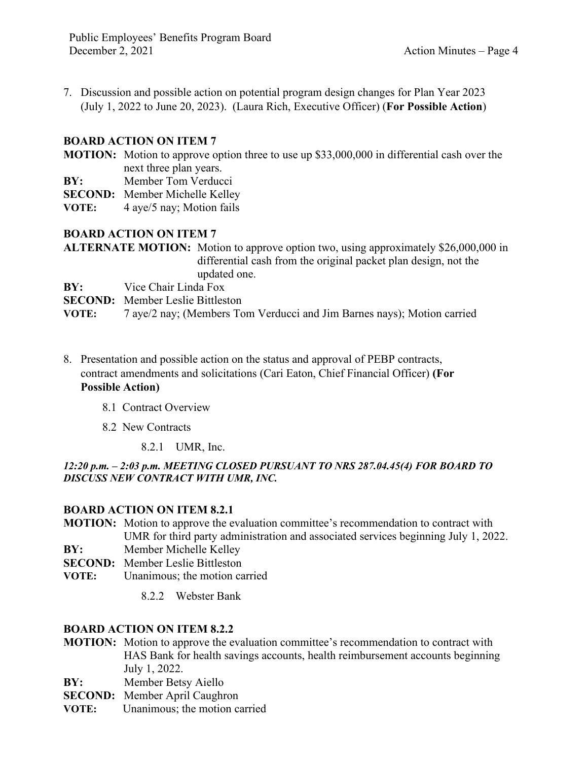7. Discussion and possible action on potential program design changes for Plan Year 2023 (July 1, 2022 to June 20, 2023). (Laura Rich, Executive Officer) (**For Possible Action**)

**BOARD ACTION ON ITEM 7**

**MOTION:** Motion to approve option three to use up $33,000,000 in differential cash over the next three plan years.
**BY:** Member Tom Verducci
**SECOND:** Member Michelle Kelley
**VOTE:** 4 aye/5 nay; Motion fails

**BOARD ACTION ON ITEM 7**

**ALTERNATE MOTION:** Motion to approve option two, using approximately $26,000,000 in differential cash from the original packet plan design, not the updated one.
**BY:** Vice Chair Linda Fox
**SECOND:** Member Leslie Bittleston
**VOTE:** 7 aye/2 nay; (Members Tom Verducci and Jim Barnes nays); Motion carried

8. Presentation and possible action on the status and approval of PEBP contracts, contract amendments and solicitations (Cari Eaton, Chief Financial Officer) **(For Possible Action)**

    8.1 Contract Overview

    8.2 New Contracts

        8.2.1 UMR, Inc.

***12:20 p.m. – 2:03 p.m. MEETING CLOSED PURSUANT TO NRS 287.04.45(4) FOR BOARD TO DISCUSS NEW CONTRACT WITH UMR, INC.***

**BOARD ACTION ON ITEM 8.2.1**

**MOTION:** Motion to approve the evaluation committee's recommendation to contract with UMR for third party administration and associated services beginning July 1, 2022.
**BY:** Member Michelle Kelley
**SECOND:** Member Leslie Bittleston
**VOTE:** Unanimous; the motion carried

        8.2.2 Webster Bank

**BOARD ACTION ON ITEM 8.2.2**

**MOTION:** Motion to approve the evaluation committee's recommendation to contract with HAS Bank for health savings accounts, health reimbursement accounts beginning July 1, 2022.
**BY:** Member Betsy Aiello
**SECOND:** Member April Caughron
**VOTE:** Unanimous; the motion carried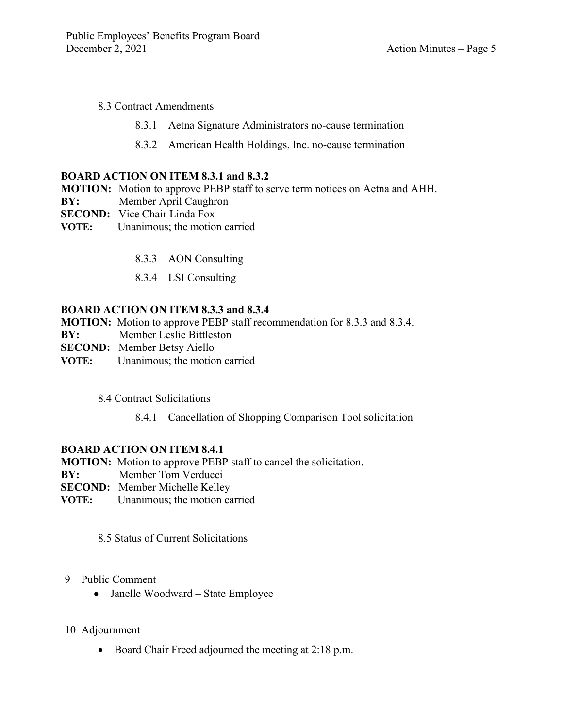8.3 Contract Amendments

8.3.1 Aetna Signature Administrators no-cause termination

8.3.2 American Health Holdings, Inc. no-cause termination

**BOARD ACTION ON ITEM 8.3.1 and 8.3.2**

**MOTION:** Motion to approve PEBP staff to serve term notices on Aetna and AHH.
**BY:** Member April Caughron
**SECOND:** Vice Chair Linda Fox
**VOTE:** Unanimous; the motion carried

8.3.3 AON Consulting

8.3.4 LSI Consulting

**BOARD ACTION ON ITEM 8.3.3 and 8.3.4**

**MOTION:** Motion to approve PEBP staff recommendation for 8.3.3 and 8.3.4.
**BY:** Member Leslie Bittleston
**SECOND:** Member Betsy Aiello
**VOTE:** Unanimous; the motion carried

8.4 Contract Solicitations

8.4.1 Cancellation of Shopping Comparison Tool solicitation

**BOARD ACTION ON ITEM 8.4.1**

**MOTION:** Motion to approve PEBP staff to cancel the solicitation.
**BY:** Member Tom Verducci
**SECOND:** Member Michelle Kelley
**VOTE:** Unanimous; the motion carried

8.5 Status of Current Solicitations

9 Public Comment

- Janelle Woodward – State Employee

10 Adjournment

- Board Chair Freed adjourned the meeting at 2:18 p.m.